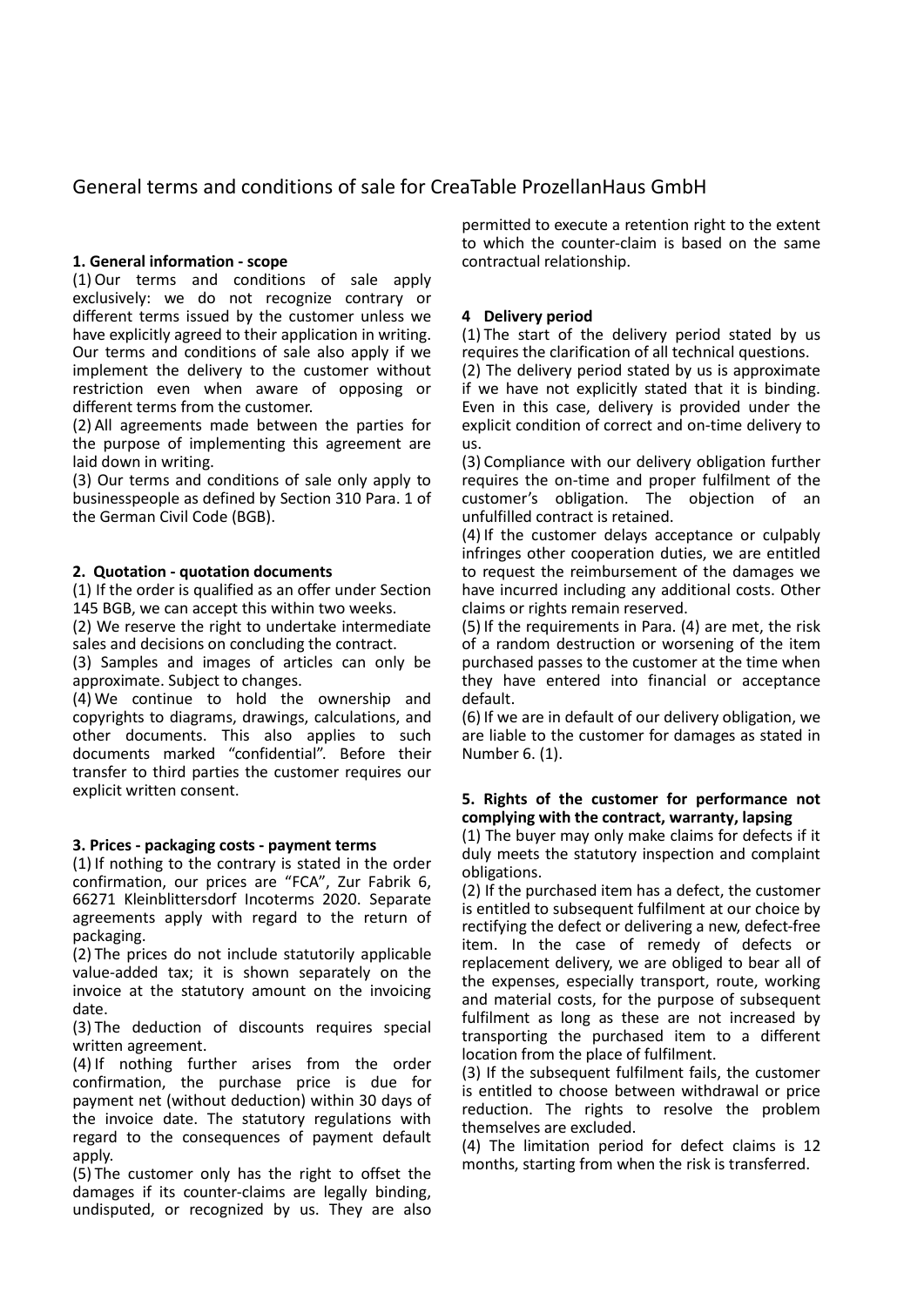# General terms and conditions of sale for CreaTable ProzellanHaus GmbH

### 1. General information - scope

(1) Our terms and conditions of sale apply exclusively: we do not recognize contrary or different terms issued by the customer unless we have explicitly agreed to their application in writing. Our terms and conditions of sale also apply if we implement the delivery to the customer without restriction even when aware of opposing or different terms from the customer.

(2) All agreements made between the parties for the purpose of implementing this agreement are laid down in writing.

(3) Our terms and conditions of sale only apply to businesspeople as defined by Section 310 Para. 1 of the German Civil Code (BGB).

### 2. Quotation - quotation documents

(1) If the order is qualified as an offer under Section 145 BGB, we can accept this within two weeks.

(2) We reserve the right to undertake intermediate sales and decisions on concluding the contract.

(3) Samples and images of articles can only be approximate. Subject to changes.

(4) We continue to hold the ownership and copyrights to diagrams, drawings, calculations, and other documents. This also applies to such documents marked "confidential". Before their transfer to third parties the customer requires our explicit written consent.

### 3. Prices - packaging costs - payment terms

(1) If nothing to the contrary is stated in the order confirmation, our prices are "FCA", Zur Fabrik 6, 66271 Kleinblittersdorf Incoterms 2020. Separate agreements apply with regard to the return of packaging.

(2) The prices do not include statutorily applicable value-added tax; it is shown separately on the invoice at the statutory amount on the invoicing date.

(3) The deduction of discounts requires special written agreement.

(4) If nothing further arises from the order confirmation, the purchase price is due for payment net (without deduction) within 30 days of the invoice date. The statutory regulations with regard to the consequences of payment default apply.

(5) The customer only has the right to offset the damages if its counter-claims are legally binding, undisputed, or recognized by us. They are also permitted to execute a retention right to the extent to which the counter-claim is based on the same contractual relationship.

### 4 Delivery period

(1) The start of the delivery period stated by us requires the clarification of all technical questions.

(2) The delivery period stated by us is approximate if we have not explicitly stated that it is binding. Even in this case, delivery is provided under the explicit condition of correct and on-time delivery to us.

(3) Compliance with our delivery obligation further requires the on-time and proper fulfilment of the customer's obligation. The objection of an unfulfilled contract is retained.

(4) If the customer delays acceptance or culpably infringes other cooperation duties, we are entitled to request the reimbursement of the damages we have incurred including any additional costs. Other claims or rights remain reserved.

(5) If the requirements in Para. (4) are met, the risk of a random destruction or worsening of the item purchased passes to the customer at the time when they have entered into financial or acceptance default.

(6) If we are in default of our delivery obligation, we are liable to the customer for damages as stated in Number 6. (1).

### 5. Rights of the customer for performance not complying with the contract, warranty, lapsing

(1) The buyer may only make claims for defects if it duly meets the statutory inspection and complaint obligations.

(2) If the purchased item has a defect, the customer is entitled to subsequent fulfilment at our choice by rectifying the defect or delivering a new, defect-free item. In the case of remedy of defects or replacement delivery, we are obliged to bear all of the expenses, especially transport, route, working and material costs, for the purpose of subsequent fulfilment as long as these are not increased by transporting the purchased item to a different location from the place of fulfilment.

(3) If the subsequent fulfilment fails, the customer is entitled to choose between withdrawal or price reduction. The rights to resolve the problem themselves are excluded.

(4) The limitation period for defect claims is 12 months, starting from when the risk is transferred.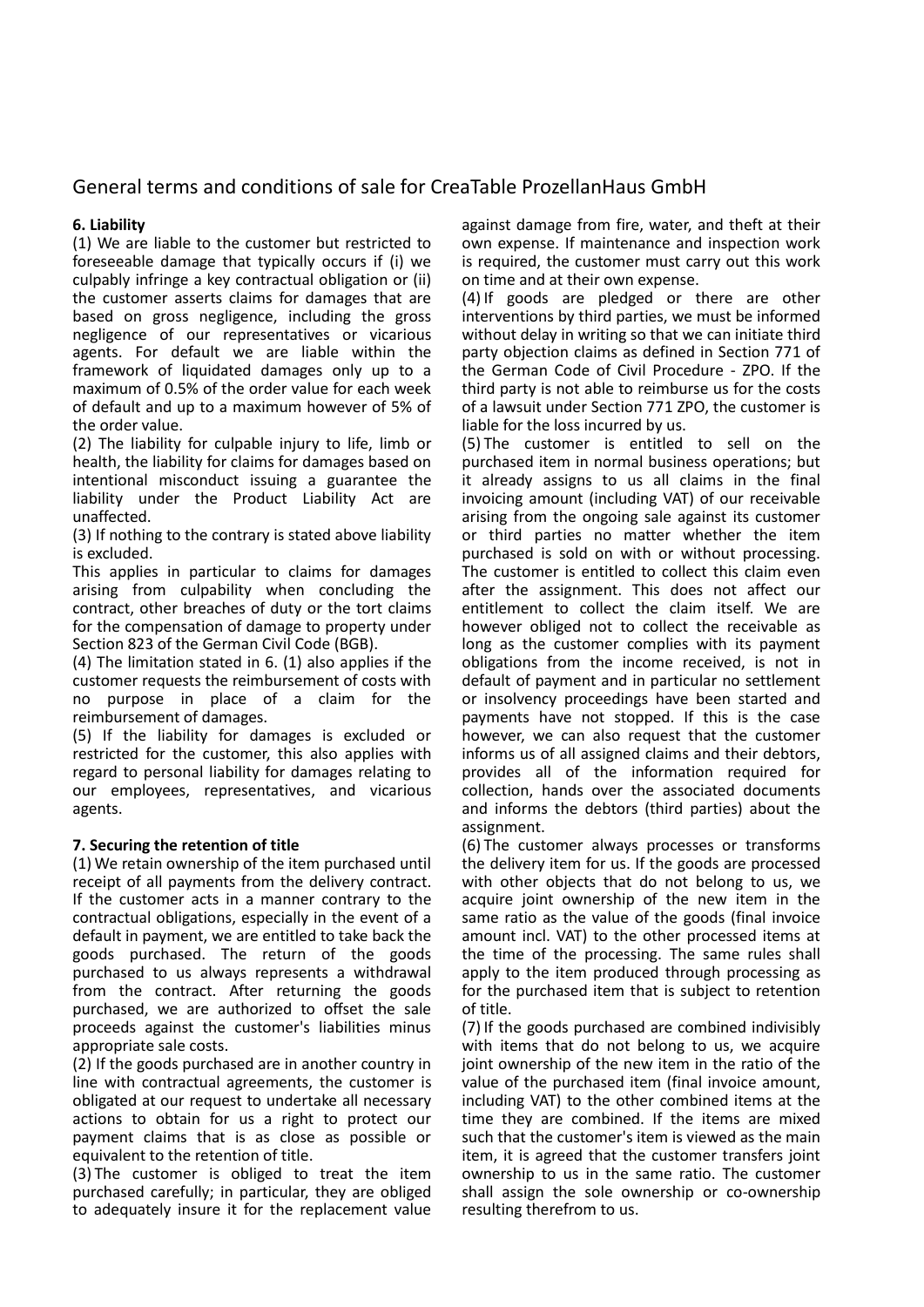# General terms and conditions of sale for CreaTable ProzellanHaus GmbH

**6. Liability**

(1) We are liable to the customer but restricted to foreseeable damage that typically occurs if (i) we culpably infringe a key contractual obligation or (ii) the customer asserts claims for damages that are based on gross negligence, including the gross negligence of our representatives or vicarious agents. For default we are liable within the framework of liquidated damages only up to a maximum of 0.5% of the order value for each week of default and up to a maximum however of 5% of the order value.

(2) The liability for culpable injury to life, limb or health, the liability for claims for damages based on intentional misconduct issuing a guarantee the liability under the Product Liability Act are unaffected.

(3) If nothing to the contrary is stated above liability is excluded.

This applies in particular to claims for damages arising from culpability when concluding the contract, other breaches of duty or the tort claims for the compensation of damage to property under Section 823 of the German Civil Code (BGB).

(4) The limitation stated in 6. (1) also applies if the customer requests the reimbursement of costs with no purpose in place of a claim for the reimbursement of damages.

(5) If the liability for damages is excluded or restricted for the customer, this also applies with regard to personal liability for damages relating to our employees, representatives, and vicarious agents.

**7. Securing the retention of title**

(1) We retain ownership of the item purchased until receipt of all payments from the delivery contract. If the customer acts in a manner contrary to the contractual obligations, especially in the event of a default in payment, we are entitled to take back the goods purchased. The return of the goods purchased to us always represents a withdrawal from the contract. After returning the goods purchased, we are authorized to offset the sale proceeds against the customer's liabilities minus appropriate sale costs.

(2) If the goods purchased are in another country in line with contractual agreements, the customer is obligated at our request to undertake all necessary actions to obtain for us a right to protect our payment claims that is as close as possible or equivalent to the retention of title.

(3) The customer is obliged to treat the item purchased carefully; in particular, they are obliged to adequately insure it for the replacement value against damage from fire, water, and theft at their own expense. If maintenance and inspection work is required, the customer must carry out this work on time and at their own expense.

(4) If goods are pledged or there are other interventions by third parties, we must be informed without delay in writing so that we can initiate third party objection claims as defined in Section 771 of the German Code of Civil Procedure - ZPO. If the third party is not able to reimburse us for the costs of a lawsuit under Section 771 ZPO, the customer is liable for the loss incurred by us.

(5) The customer is entitled to sell on the purchased item in normal business operations; but it already assigns to us all claims in the final invoicing amount (including VAT) of our receivable arising from the ongoing sale against its customer or third parties no matter whether the item purchased is sold on with or without processing. The customer is entitled to collect this claim even after the assignment. This does not affect our entitlement to collect the claim itself. We are however obliged not to collect the receivable as long as the customer complies with its payment obligations from the income received, is not in default of payment and in particular no settlement or insolvency proceedings have been started and payments have not stopped. If this is the case however, we can also request that the customer informs us of all assigned claims and their debtors, provides all of the information required for collection, hands over the associated documents and informs the debtors (third parties) about the assignment.

(6) The customer always processes or transforms the delivery item for us. If the goods are processed with other objects that do not belong to us, we acquire joint ownership of the new item in the same ratio as the value of the goods (final invoice amount incl. VAT) to the other processed items at the time of the processing. The same rules shall apply to the item produced through processing as for the purchased item that is subject to retention of title.

(7) If the goods purchased are combined indivisibly with items that do not belong to us, we acquire joint ownership of the new item in the ratio of the value of the purchased item (final invoice amount, including VAT) to the other combined items at the time they are combined. If the items are mixed such that the customer's item is viewed as the main item, it is agreed that the customer transfers joint ownership to us in the same ratio. The customer shall assign the sole ownership or co-ownership resulting therefrom to us.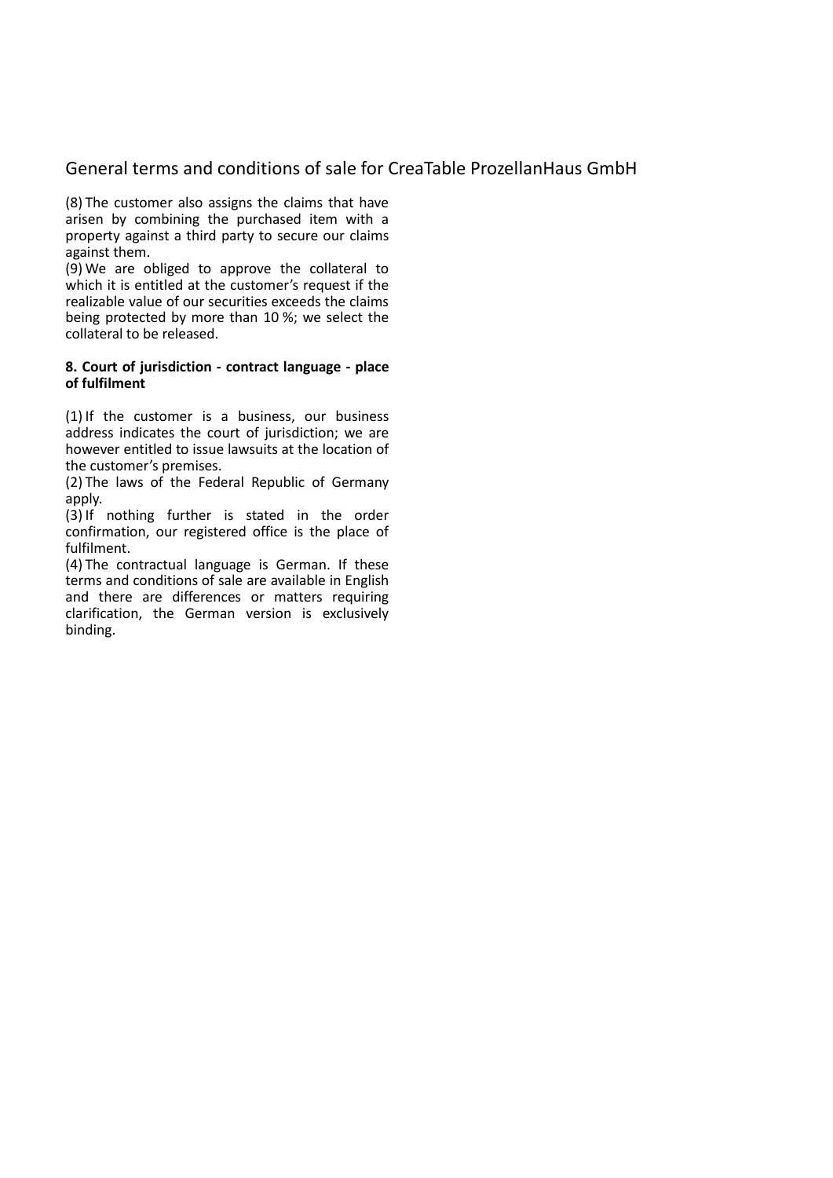(8) The customer also assigns the claims that have arisen by combining the purchased item with a property against a third party to secure our claims against them.
(9) We are obliged to approve the collateral to which it is entitled at the customer's request if the realizable value of our securities exceeds the claims being protected by more than 10 %; we select the collateral to be released.

**8. Court of jurisdiction - contract language - place of fulfilment**

(1) If the customer is a business, our business address indicates the court of jurisdiction; we are however entitled to issue lawsuits at the location of the customer's premises.
(2) The laws of the Federal Republic of Germany apply.
(3) If nothing further is stated in the order confirmation, our registered office is the place of fulfilment.
(4) The contractual language is German. If these terms and conditions of sale are available in English and there are differences or matters requiring clarification, the German version is exclusively binding.